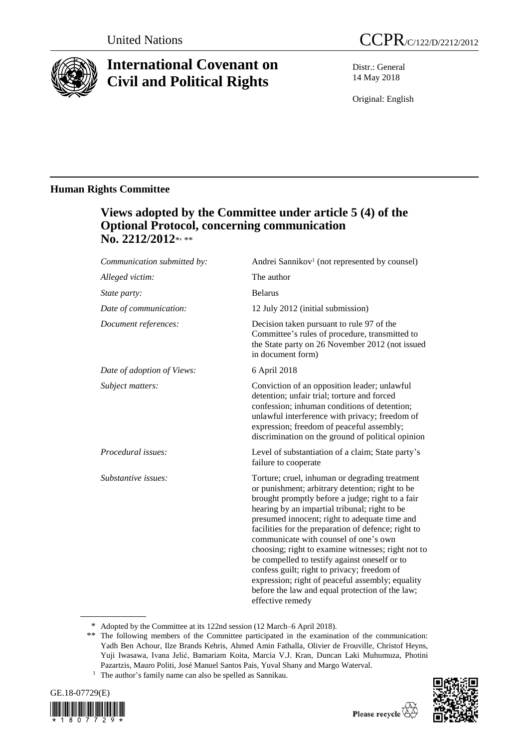United Nations

CCPR/C/122/D/2212/2012

# International Covenant on Civil and Political Rights

Distr.: General
14 May 2018

Original: English

## Human Rights Committee

### Views adopted by the Committee under article 5 (4) of the Optional Protocol, concerning communication No. 2212/2012*, **

| | |
|---|---|
| *Communication submitted by:* | Andrei Sannikov[1] (not represented by counsel) |
| *Alleged victim:* | The author |
| *State party:* | Belarus |
| *Date of communication:* | 12 July 2012 (initial submission) |
| *Document references:* | Decision taken pursuant to rule 97 of the Committee's rules of procedure, transmitted to the State party on 26 November 2012 (not issued in document form) |
| *Date of adoption of Views:* | 6 April 2018 |
| *Subject matters:* | Conviction of an opposition leader; unlawful detention; unfair trial; torture and forced confession; inhuman conditions of detention; unlawful interference with privacy; freedom of expression; freedom of peaceful assembly; discrimination on the ground of political opinion |
| *Procedural issues:* | Level of substantiation of a claim; State party's failure to cooperate |
| *Substantive issues:* | Torture; cruel, inhuman or degrading treatment or punishment; arbitrary detention; right to be brought promptly before a judge; right to a fair hearing by an impartial tribunal; right to be presumed innocent; right to adequate time and facilities for the preparation of defence; right to communicate with counsel of one's own choosing; right to examine witnesses; right not to be compelled to testify against oneself or to confess guilt; right to privacy; freedom of expression; right of peaceful assembly; equality before the law and equal protection of the law; effective remedy |

\* Adopted by the Committee at its 122nd session (12 March–6 April 2018).

\*\* The following members of the Committee participated in the examination of the communication: Yadh Ben Achour, Ilze Brands Kehris, Ahmed Amin Fathalla, Olivier de Frouville, Christof Heyns, Yuji Iwasawa, Ivana Jelić, Bamariam Koita, Marcia V.J. Kran, Duncan Laki Muhumuza, Photini Pazartzis, Mauro Politi, José Manuel Santos Pais, Yuval Shany and Margo Waterval.

[1] The author's family name can also be spelled as Sannikau.

GE.18-07729(E)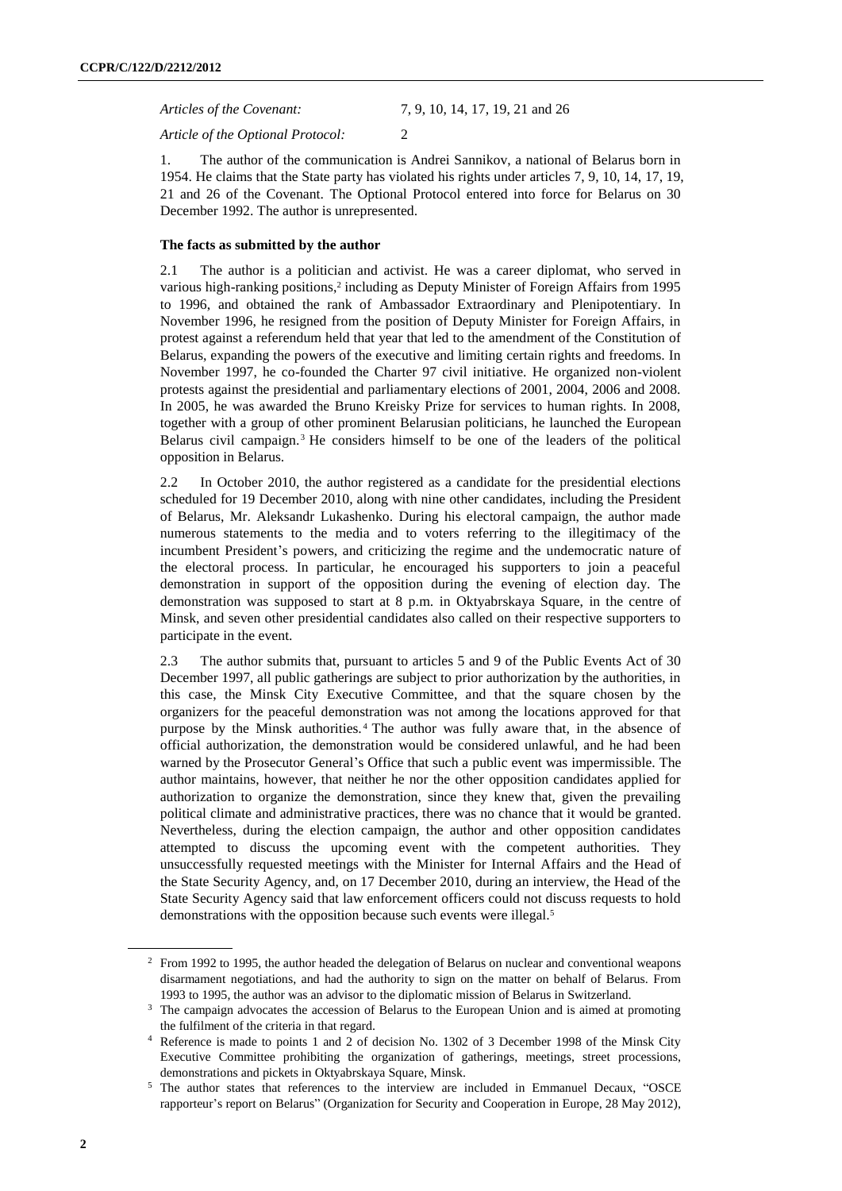*Articles of the Covenant:* 7, 9, 10, 14, 17, 19, 21 and 26

*Article of the Optional Protocol:* 2

1. The author of the communication is Andrei Sannikov, a national of Belarus born in 1954. He claims that the State party has violated his rights under articles 7, 9, 10, 14, 17, 19, 21 and 26 of the Covenant. The Optional Protocol entered into force for Belarus on 30 December 1992. The author is unrepresented.

### The facts as submitted by the author

2.1 The author is a politician and activist. He was a career diplomat, who served in various high-ranking positions,[2] including as Deputy Minister of Foreign Affairs from 1995 to 1996, and obtained the rank of Ambassador Extraordinary and Plenipotentiary. In November 1996, he resigned from the position of Deputy Minister for Foreign Affairs, in protest against a referendum held that year that led to the amendment of the Constitution of Belarus, expanding the powers of the executive and limiting certain rights and freedoms. In November 1997, he co-founded the Charter 97 civil initiative. He organized non-violent protests against the presidential and parliamentary elections of 2001, 2004, 2006 and 2008. In 2005, he was awarded the Bruno Kreisky Prize for services to human rights. In 2008, together with a group of other prominent Belarusian politicians, he launched the European Belarus civil campaign.[3] He considers himself to be one of the leaders of the political opposition in Belarus.

2.2 In October 2010, the author registered as a candidate for the presidential elections scheduled for 19 December 2010, along with nine other candidates, including the President of Belarus, Mr. Aleksandr Lukashenko. During his electoral campaign, the author made numerous statements to the media and to voters referring to the illegitimacy of the incumbent President's powers, and criticizing the regime and the undemocratic nature of the electoral process. In particular, he encouraged his supporters to join a peaceful demonstration in support of the opposition during the evening of election day. The demonstration was supposed to start at 8 p.m. in Oktyabrskaya Square, in the centre of Minsk, and seven other presidential candidates also called on their respective supporters to participate in the event.

2.3 The author submits that, pursuant to articles 5 and 9 of the Public Events Act of 30 December 1997, all public gatherings are subject to prior authorization by the authorities, in this case, the Minsk City Executive Committee, and that the square chosen by the organizers for the peaceful demonstration was not among the locations approved for that purpose by the Minsk authorities.[4] The author was fully aware that, in the absence of official authorization, the demonstration would be considered unlawful, and he had been warned by the Prosecutor General's Office that such a public event was impermissible. The author maintains, however, that neither he nor the other opposition candidates applied for authorization to organize the demonstration, since they knew that, given the prevailing political climate and administrative practices, there was no chance that it would be granted. Nevertheless, during the election campaign, the author and other opposition candidates attempted to discuss the upcoming event with the competent authorities. They unsuccessfully requested meetings with the Minister for Internal Affairs and the Head of the State Security Agency, and, on 17 December 2010, during an interview, the Head of the State Security Agency said that law enforcement officers could not discuss requests to hold demonstrations with the opposition because such events were illegal.[5]

---

[2] From 1992 to 1995, the author headed the delegation of Belarus on nuclear and conventional weapons disarmament negotiations, and had the authority to sign on the matter on behalf of Belarus. From 1993 to 1995, the author was an advisor to the diplomatic mission of Belarus in Switzerland.

[3] The campaign advocates the accession of Belarus to the European Union and is aimed at promoting the fulfilment of the criteria in that regard.

[4] Reference is made to points 1 and 2 of decision No. 1302 of 3 December 1998 of the Minsk City Executive Committee prohibiting the organization of gatherings, meetings, street processions, demonstrations and pickets in Oktyabrskaya Square, Minsk.

[5] The author states that references to the interview are included in Emmanuel Decaux, "OSCE rapporteur's report on Belarus" (Organization for Security and Cooperation in Europe, 28 May 2012),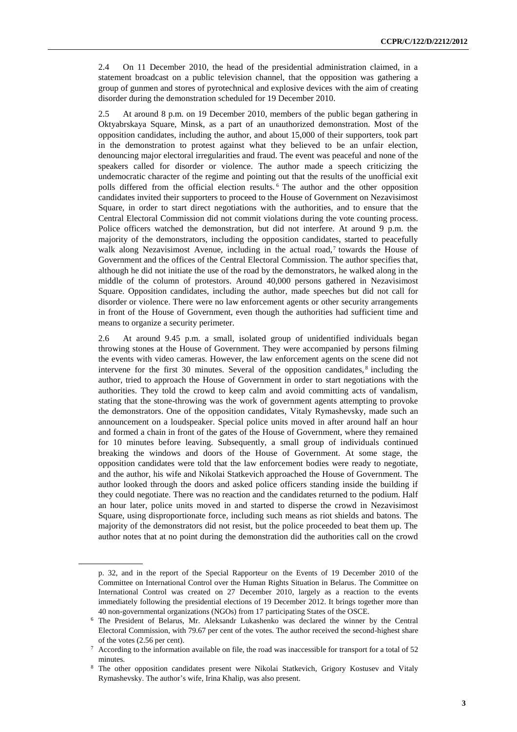2.4 On 11 December 2010, the head of the presidential administration claimed, in a statement broadcast on a public television channel, that the opposition was gathering a group of gunmen and stores of pyrotechnical and explosive devices with the aim of creating disorder during the demonstration scheduled for 19 December 2010.

2.5 At around 8 p.m. on 19 December 2010, members of the public began gathering in Oktyabrskaya Square, Minsk, as a part of an unauthorized demonstration. Most of the opposition candidates, including the author, and about 15,000 of their supporters, took part in the demonstration to protest against what they believed to be an unfair election, denouncing major electoral irregularities and fraud. The event was peaceful and none of the speakers called for disorder or violence. The author made a speech criticizing the undemocratic character of the regime and pointing out that the results of the unofficial exit polls differed from the official election results.[6] The author and the other opposition candidates invited their supporters to proceed to the House of Government on Nezavisimost Square, in order to start direct negotiations with the authorities, and to ensure that the Central Electoral Commission did not commit violations during the vote counting process. Police officers watched the demonstration, but did not interfere. At around 9 p.m. the majority of the demonstrators, including the opposition candidates, started to peacefully walk along Nezavisimost Avenue, including in the actual road,[7] towards the House of Government and the offices of the Central Electoral Commission. The author specifies that, although he did not initiate the use of the road by the demonstrators, he walked along in the middle of the column of protestors. Around 40,000 persons gathered in Nezavisimost Square. Opposition candidates, including the author, made speeches but did not call for disorder or violence. There were no law enforcement agents or other security arrangements in front of the House of Government, even though the authorities had sufficient time and means to organize a security perimeter.

2.6 At around 9.45 p.m. a small, isolated group of unidentified individuals began throwing stones at the House of Government. They were accompanied by persons filming the events with video cameras. However, the law enforcement agents on the scene did not intervene for the first 30 minutes. Several of the opposition candidates,[8] including the author, tried to approach the House of Government in order to start negotiations with the authorities. They told the crowd to keep calm and avoid committing acts of vandalism, stating that the stone-throwing was the work of government agents attempting to provoke the demonstrators. One of the opposition candidates, Vitaly Rymashevsky, made such an announcement on a loudspeaker. Special police units moved in after around half an hour and formed a chain in front of the gates of the House of Government, where they remained for 10 minutes before leaving. Subsequently, a small group of individuals continued breaking the windows and doors of the House of Government. At some stage, the opposition candidates were told that the law enforcement bodies were ready to negotiate, and the author, his wife and Nikolai Statkevich approached the House of Government. The author looked through the doors and asked police officers standing inside the building if they could negotiate. There was no reaction and the candidates returned to the podium. Half an hour later, police units moved in and started to disperse the crowd in Nezavisimost Square, using disproportionate force, including such means as riot shields and batons. The majority of the demonstrators did not resist, but the police proceeded to beat them up. The author notes that at no point during the demonstration did the authorities call on the crowd

---

p. 32, and in the report of the Special Rapporteur on the Events of 19 December 2010 of the Committee on International Control over the Human Rights Situation in Belarus. The Committee on International Control was created on 27 December 2010, largely as a reaction to the events immediately following the presidential elections of 19 December 2012. It brings together more than 40 non-governmental organizations (NGOs) from 17 participating States of the OSCE.

[6] The President of Belarus, Mr. Aleksandr Lukashenko was declared the winner by the Central Electoral Commission, with 79.67 per cent of the votes. The author received the second-highest share of the votes (2.56 per cent).

[7] According to the information available on file, the road was inaccessible for transport for a total of 52 minutes.

[8] The other opposition candidates present were Nikolai Statkevich, Grigory Kostusev and Vitaly Rymashevsky. The author's wife, Irina Khalip, was also present.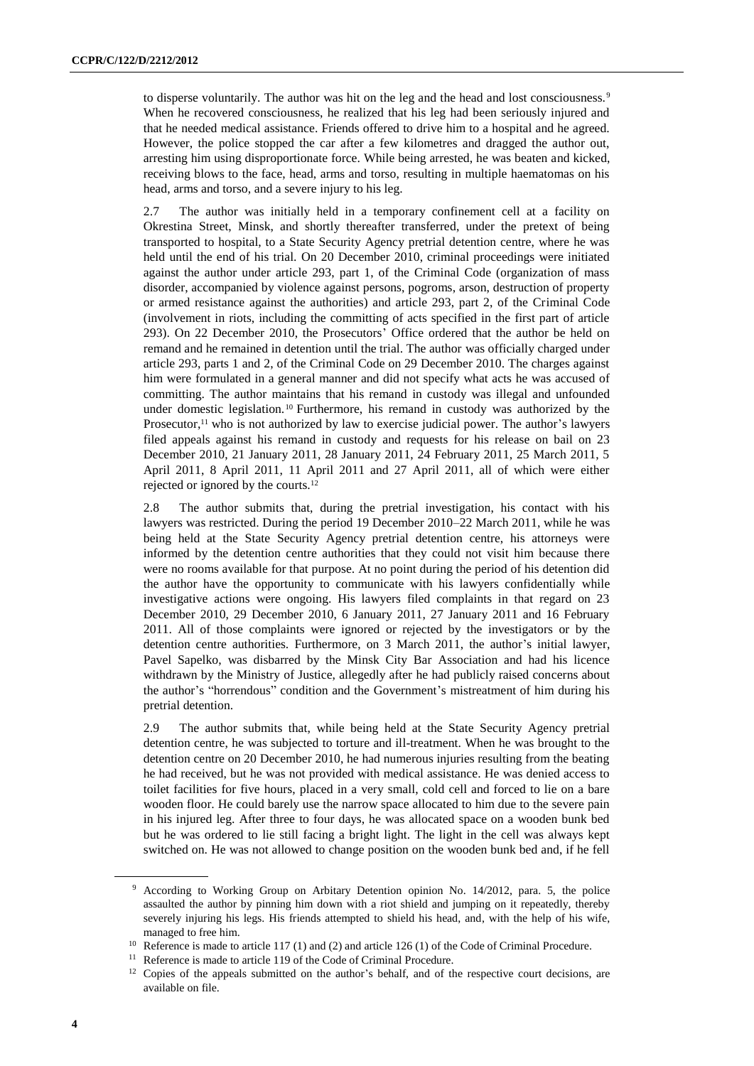to disperse voluntarily. The author was hit on the leg and the head and lost consciousness.[9] When he recovered consciousness, he realized that his leg had been seriously injured and that he needed medical assistance. Friends offered to drive him to a hospital and he agreed. However, the police stopped the car after a few kilometres and dragged the author out, arresting him using disproportionate force. While being arrested, he was beaten and kicked, receiving blows to the face, head, arms and torso, resulting in multiple haematomas on his head, arms and torso, and a severe injury to his leg.

2.7 The author was initially held in a temporary confinement cell at a facility on Okrestina Street, Minsk, and shortly thereafter transferred, under the pretext of being transported to hospital, to a State Security Agency pretrial detention centre, where he was held until the end of his trial. On 20 December 2010, criminal proceedings were initiated against the author under article 293, part 1, of the Criminal Code (organization of mass disorder, accompanied by violence against persons, pogroms, arson, destruction of property or armed resistance against the authorities) and article 293, part 2, of the Criminal Code (involvement in riots, including the committing of acts specified in the first part of article 293). On 22 December 2010, the Prosecutors' Office ordered that the author be held on remand and he remained in detention until the trial. The author was officially charged under article 293, parts 1 and 2, of the Criminal Code on 29 December 2010. The charges against him were formulated in a general manner and did not specify what acts he was accused of committing. The author maintains that his remand in custody was illegal and unfounded under domestic legislation.[10] Furthermore, his remand in custody was authorized by the Prosecutor,[11] who is not authorized by law to exercise judicial power. The author's lawyers filed appeals against his remand in custody and requests for his release on bail on 23 December 2010, 21 January 2011, 28 January 2011, 24 February 2011, 25 March 2011, 5 April 2011, 8 April 2011, 11 April 2011 and 27 April 2011, all of which were either rejected or ignored by the courts.[12]

2.8 The author submits that, during the pretrial investigation, his contact with his lawyers was restricted. During the period 19 December 2010–22 March 2011, while he was being held at the State Security Agency pretrial detention centre, his attorneys were informed by the detention centre authorities that they could not visit him because there were no rooms available for that purpose. At no point during the period of his detention did the author have the opportunity to communicate with his lawyers confidentially while investigative actions were ongoing. His lawyers filed complaints in that regard on 23 December 2010, 29 December 2010, 6 January 2011, 27 January 2011 and 16 February 2011. All of those complaints were ignored or rejected by the investigators or by the detention centre authorities. Furthermore, on 3 March 2011, the author's initial lawyer, Pavel Sapelko, was disbarred by the Minsk City Bar Association and had his licence withdrawn by the Ministry of Justice, allegedly after he had publicly raised concerns about the author's "horrendous" condition and the Government's mistreatment of him during his pretrial detention.

2.9 The author submits that, while being held at the State Security Agency pretrial detention centre, he was subjected to torture and ill-treatment. When he was brought to the detention centre on 20 December 2010, he had numerous injuries resulting from the beating he had received, but he was not provided with medical assistance. He was denied access to toilet facilities for five hours, placed in a very small, cold cell and forced to lie on a bare wooden floor. He could barely use the narrow space allocated to him due to the severe pain in his injured leg. After three to four days, he was allocated space on a wooden bunk bed but he was ordered to lie still facing a bright light. The light in the cell was always kept switched on. He was not allowed to change position on the wooden bunk bed and, if he fell

---

[9] According to Working Group on Arbitary Detention opinion No. 14/2012, para. 5, the police assaulted the author by pinning him down with a riot shield and jumping on it repeatedly, thereby severely injuring his legs. His friends attempted to shield his head, and, with the help of his wife, managed to free him.

[10] Reference is made to article 117 (1) and (2) and article 126 (1) of the Code of Criminal Procedure.

[11] Reference is made to article 119 of the Code of Criminal Procedure.

[12] Copies of the appeals submitted on the author's behalf, and of the respective court decisions, are available on file.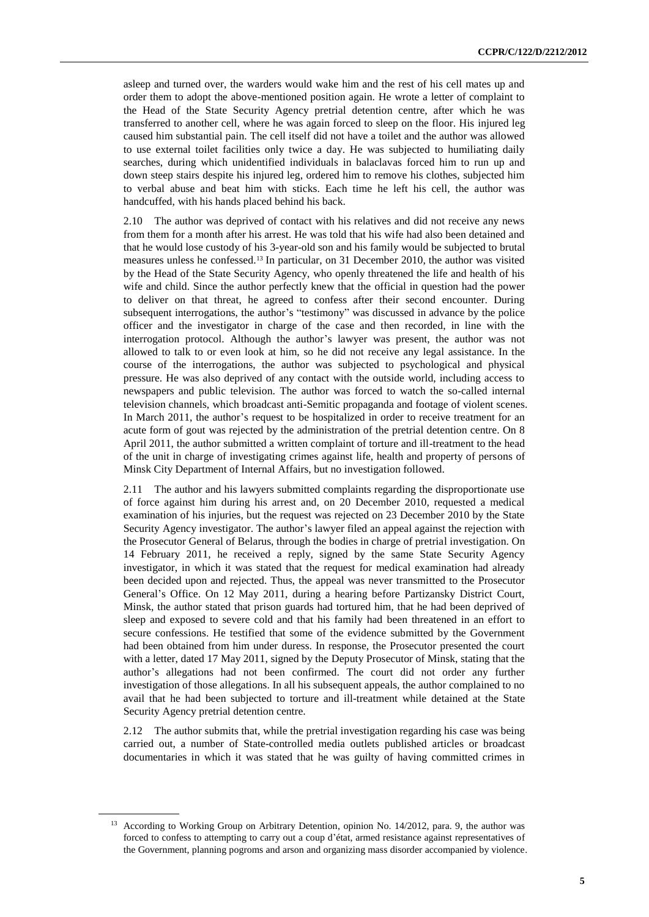asleep and turned over, the warders would wake him and the rest of his cell mates up and order them to adopt the above-mentioned position again. He wrote a letter of complaint to the Head of the State Security Agency pretrial detention centre, after which he was transferred to another cell, where he was again forced to sleep on the floor. His injured leg caused him substantial pain. The cell itself did not have a toilet and the author was allowed to use external toilet facilities only twice a day. He was subjected to humiliating daily searches, during which unidentified individuals in balaclavas forced him to run up and down steep stairs despite his injured leg, ordered him to remove his clothes, subjected him to verbal abuse and beat him with sticks. Each time he left his cell, the author was handcuffed, with his hands placed behind his back.

2.10 The author was deprived of contact with his relatives and did not receive any news from them for a month after his arrest. He was told that his wife had also been detained and that he would lose custody of his 3-year-old son and his family would be subjected to brutal measures unless he confessed.[13] In particular, on 31 December 2010, the author was visited by the Head of the State Security Agency, who openly threatened the life and health of his wife and child. Since the author perfectly knew that the official in question had the power to deliver on that threat, he agreed to confess after their second encounter. During subsequent interrogations, the author's "testimony" was discussed in advance by the police officer and the investigator in charge of the case and then recorded, in line with the interrogation protocol. Although the author's lawyer was present, the author was not allowed to talk to or even look at him, so he did not receive any legal assistance. In the course of the interrogations, the author was subjected to psychological and physical pressure. He was also deprived of any contact with the outside world, including access to newspapers and public television. The author was forced to watch the so-called internal television channels, which broadcast anti-Semitic propaganda and footage of violent scenes. In March 2011, the author's request to be hospitalized in order to receive treatment for an acute form of gout was rejected by the administration of the pretrial detention centre. On 8 April 2011, the author submitted a written complaint of torture and ill-treatment to the head of the unit in charge of investigating crimes against life, health and property of persons of Minsk City Department of Internal Affairs, but no investigation followed.

2.11 The author and his lawyers submitted complaints regarding the disproportionate use of force against him during his arrest and, on 20 December 2010, requested a medical examination of his injuries, but the request was rejected on 23 December 2010 by the State Security Agency investigator. The author's lawyer filed an appeal against the rejection with the Prosecutor General of Belarus, through the bodies in charge of pretrial investigation. On 14 February 2011, he received a reply, signed by the same State Security Agency investigator, in which it was stated that the request for medical examination had already been decided upon and rejected. Thus, the appeal was never transmitted to the Prosecutor General's Office. On 12 May 2011, during a hearing before Partizansky District Court, Minsk, the author stated that prison guards had tortured him, that he had been deprived of sleep and exposed to severe cold and that his family had been threatened in an effort to secure confessions. He testified that some of the evidence submitted by the Government had been obtained from him under duress. In response, the Prosecutor presented the court with a letter, dated 17 May 2011, signed by the Deputy Prosecutor of Minsk, stating that the author's allegations had not been confirmed. The court did not order any further investigation of those allegations. In all his subsequent appeals, the author complained to no avail that he had been subjected to torture and ill-treatment while detained at the State Security Agency pretrial detention centre.

2.12 The author submits that, while the pretrial investigation regarding his case was being carried out, a number of State-controlled media outlets published articles or broadcast documentaries in which it was stated that he was guilty of having committed crimes in

---

[13] According to Working Group on Arbitrary Detention, opinion No. 14/2012, para. 9, the author was forced to confess to attempting to carry out a coup d'état, armed resistance against representatives of the Government, planning pogroms and arson and organizing mass disorder accompanied by violence.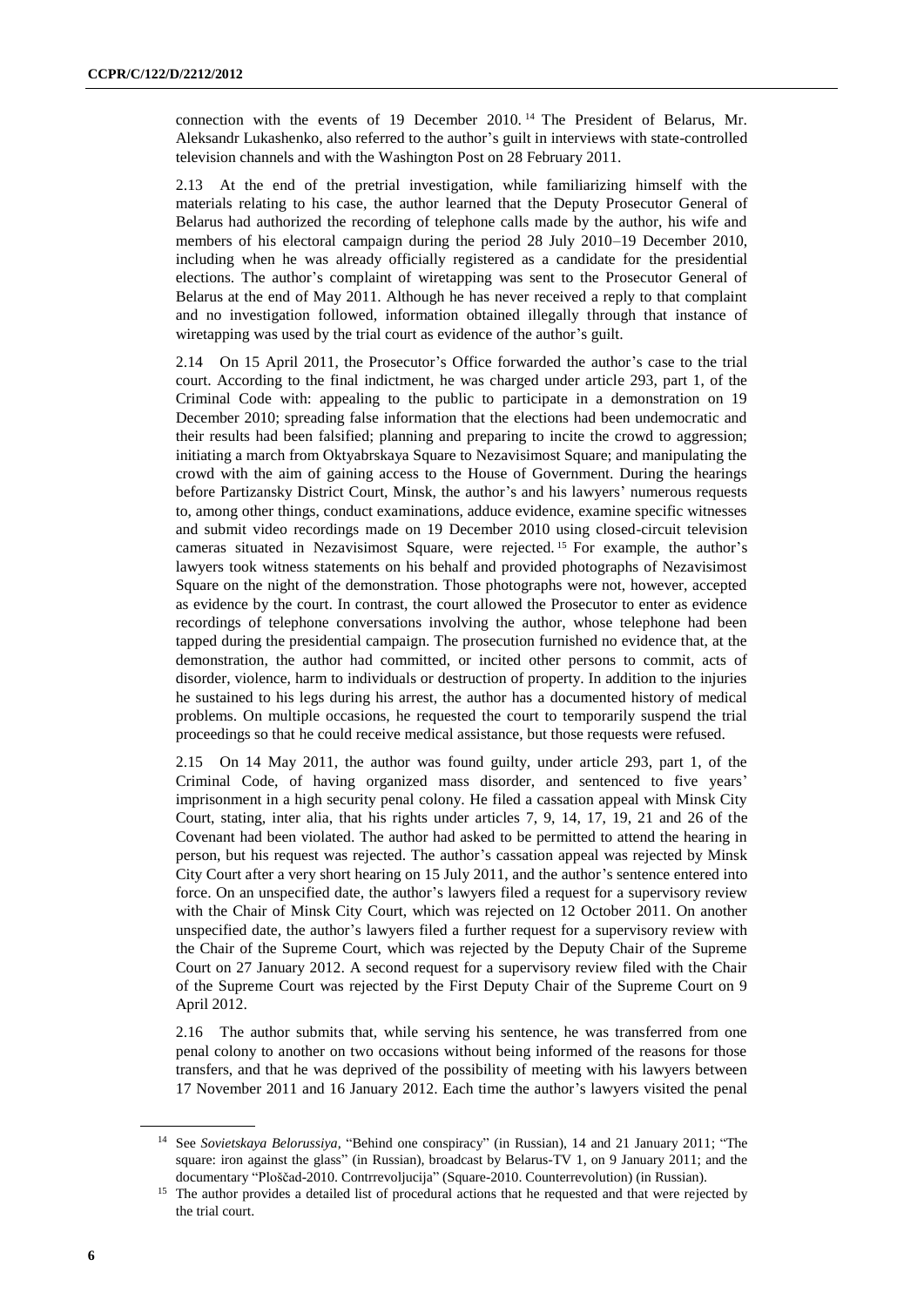connection with the events of 19 December 2010.[14] The President of Belarus, Mr. Aleksandr Lukashenko, also referred to the author's guilt in interviews with state-controlled television channels and with the Washington Post on 28 February 2011.

2.13 At the end of the pretrial investigation, while familiarizing himself with the materials relating to his case, the author learned that the Deputy Prosecutor General of Belarus had authorized the recording of telephone calls made by the author, his wife and members of his electoral campaign during the period 28 July 2010–19 December 2010, including when he was already officially registered as a candidate for the presidential elections. The author's complaint of wiretapping was sent to the Prosecutor General of Belarus at the end of May 2011. Although he has never received a reply to that complaint and no investigation followed, information obtained illegally through that instance of wiretapping was used by the trial court as evidence of the author's guilt.

2.14 On 15 April 2011, the Prosecutor's Office forwarded the author's case to the trial court. According to the final indictment, he was charged under article 293, part 1, of the Criminal Code with: appealing to the public to participate in a demonstration on 19 December 2010; spreading false information that the elections had been undemocratic and their results had been falsified; planning and preparing to incite the crowd to aggression; initiating a march from Oktyabrskaya Square to Nezavisimost Square; and manipulating the crowd with the aim of gaining access to the House of Government. During the hearings before Partizansky District Court, Minsk, the author's and his lawyers' numerous requests to, among other things, conduct examinations, adduce evidence, examine specific witnesses and submit video recordings made on 19 December 2010 using closed-circuit television cameras situated in Nezavisimost Square, were rejected.[15] For example, the author's lawyers took witness statements on his behalf and provided photographs of Nezavisimost Square on the night of the demonstration. Those photographs were not, however, accepted as evidence by the court. In contrast, the court allowed the Prosecutor to enter as evidence recordings of telephone conversations involving the author, whose telephone had been tapped during the presidential campaign. The prosecution furnished no evidence that, at the demonstration, the author had committed, or incited other persons to commit, acts of disorder, violence, harm to individuals or destruction of property. In addition to the injuries he sustained to his legs during his arrest, the author has a documented history of medical problems. On multiple occasions, he requested the court to temporarily suspend the trial proceedings so that he could receive medical assistance, but those requests were refused.

2.15 On 14 May 2011, the author was found guilty, under article 293, part 1, of the Criminal Code, of having organized mass disorder, and sentenced to five years' imprisonment in a high security penal colony. He filed a cassation appeal with Minsk City Court, stating, inter alia, that his rights under articles 7, 9, 14, 17, 19, 21 and 26 of the Covenant had been violated. The author had asked to be permitted to attend the hearing in person, but his request was rejected. The author's cassation appeal was rejected by Minsk City Court after a very short hearing on 15 July 2011, and the author's sentence entered into force. On an unspecified date, the author's lawyers filed a request for a supervisory review with the Chair of Minsk City Court, which was rejected on 12 October 2011. On another unspecified date, the author's lawyers filed a further request for a supervisory review with the Chair of the Supreme Court, which was rejected by the Deputy Chair of the Supreme Court on 27 January 2012. A second request for a supervisory review filed with the Chair of the Supreme Court was rejected by the First Deputy Chair of the Supreme Court on 9 April 2012.

2.16 The author submits that, while serving his sentence, he was transferred from one penal colony to another on two occasions without being informed of the reasons for those transfers, and that he was deprived of the possibility of meeting with his lawyers between 17 November 2011 and 16 January 2012. Each time the author's lawyers visited the penal

[14] See *Sovietskaya Belorussiya*, "Behind one conspiracy" (in Russian), 14 and 21 January 2011; "The square: iron against the glass" (in Russian), broadcast by Belarus-TV 1, on 9 January 2011; and the documentary "Ploščad-2010. Contrrevoljucija" (Square-2010. Counterrevolution) (in Russian).

[15] The author provides a detailed list of procedural actions that he requested and that were rejected by the trial court.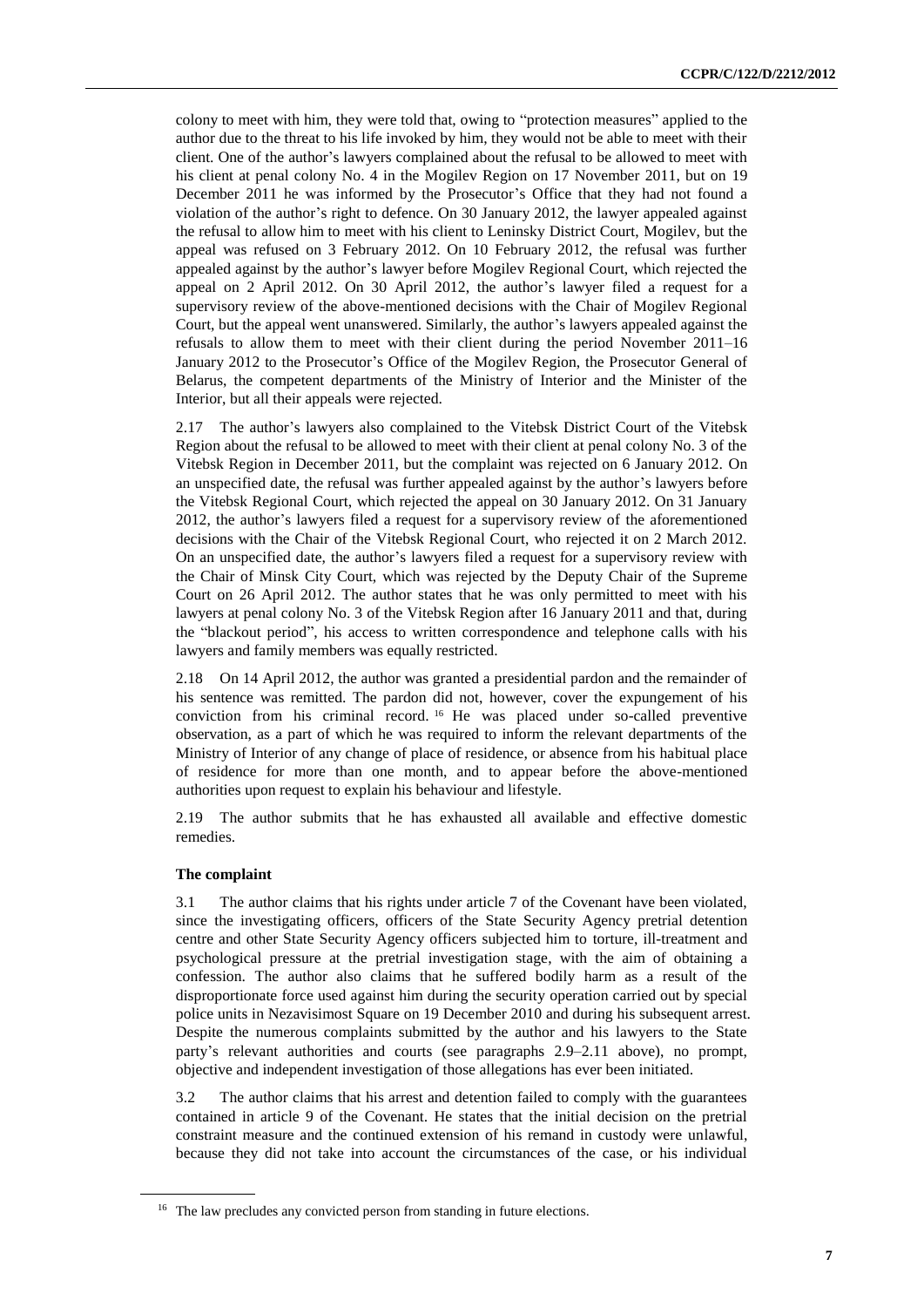colony to meet with him, they were told that, owing to "protection measures" applied to the author due to the threat to his life invoked by him, they would not be able to meet with their client. One of the author's lawyers complained about the refusal to be allowed to meet with his client at penal colony No. 4 in the Mogilev Region on 17 November 2011, but on 19 December 2011 he was informed by the Prosecutor's Office that they had not found a violation of the author's right to defence. On 30 January 2012, the lawyer appealed against the refusal to allow him to meet with his client to Leninsky District Court, Mogilev, but the appeal was refused on 3 February 2012. On 10 February 2012, the refusal was further appealed against by the author's lawyer before Mogilev Regional Court, which rejected the appeal on 2 April 2012. On 30 April 2012, the author's lawyer filed a request for a supervisory review of the above-mentioned decisions with the Chair of Mogilev Regional Court, but the appeal went unanswered. Similarly, the author's lawyers appealed against the refusals to allow them to meet with their client during the period November 2011–16 January 2012 to the Prosecutor's Office of the Mogilev Region, the Prosecutor General of Belarus, the competent departments of the Ministry of Interior and the Minister of the Interior, but all their appeals were rejected.

2.17 The author's lawyers also complained to the Vitebsk District Court of the Vitebsk Region about the refusal to be allowed to meet with their client at penal colony No. 3 of the Vitebsk Region in December 2011, but the complaint was rejected on 6 January 2012. On an unspecified date, the refusal was further appealed against by the author's lawyers before the Vitebsk Regional Court, which rejected the appeal on 30 January 2012. On 31 January 2012, the author's lawyers filed a request for a supervisory review of the aforementioned decisions with the Chair of the Vitebsk Regional Court, who rejected it on 2 March 2012. On an unspecified date, the author's lawyers filed a request for a supervisory review with the Chair of Minsk City Court, which was rejected by the Deputy Chair of the Supreme Court on 26 April 2012. The author states that he was only permitted to meet with his lawyers at penal colony No. 3 of the Vitebsk Region after 16 January 2011 and that, during the "blackout period", his access to written correspondence and telephone calls with his lawyers and family members was equally restricted.

2.18 On 14 April 2012, the author was granted a presidential pardon and the remainder of his sentence was remitted. The pardon did not, however, cover the expungement of his conviction from his criminal record.[16] He was placed under so-called preventive observation, as a part of which he was required to inform the relevant departments of the Ministry of Interior of any change of place of residence, or absence from his habitual place of residence for more than one month, and to appear before the above-mentioned authorities upon request to explain his behaviour and lifestyle.

2.19 The author submits that he has exhausted all available and effective domestic remedies.

### The complaint

3.1 The author claims that his rights under article 7 of the Covenant have been violated, since the investigating officers, officers of the State Security Agency pretrial detention centre and other State Security Agency officers subjected him to torture, ill-treatment and psychological pressure at the pretrial investigation stage, with the aim of obtaining a confession. The author also claims that he suffered bodily harm as a result of the disproportionate force used against him during the security operation carried out by special police units in Nezavisimost Square on 19 December 2010 and during his subsequent arrest. Despite the numerous complaints submitted by the author and his lawyers to the State party's relevant authorities and courts (see paragraphs 2.9–2.11 above), no prompt, objective and independent investigation of those allegations has ever been initiated.

3.2 The author claims that his arrest and detention failed to comply with the guarantees contained in article 9 of the Covenant. He states that the initial decision on the pretrial constraint measure and the continued extension of his remand in custody were unlawful, because they did not take into account the circumstances of the case, or his individual

---

[16] The law precludes any convicted person from standing in future elections.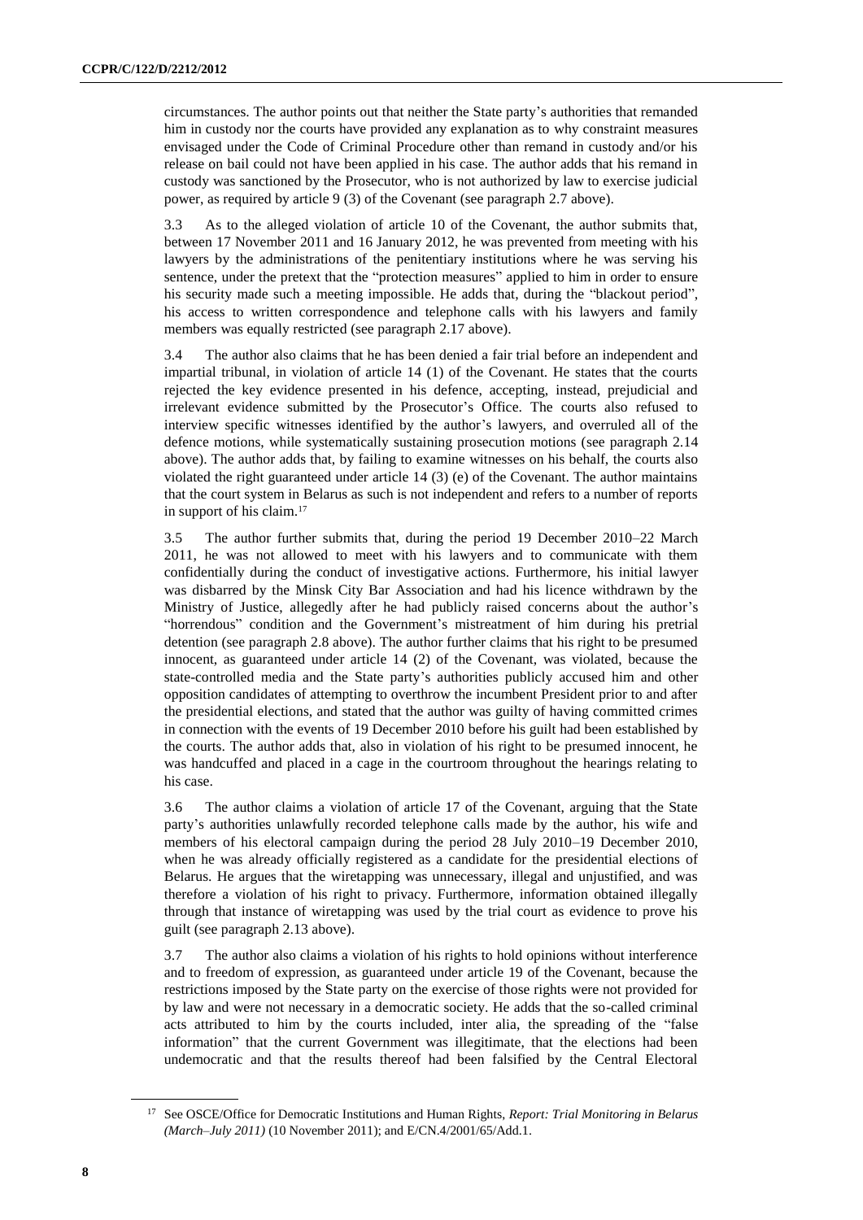circumstances. The author points out that neither the State party's authorities that remanded him in custody nor the courts have provided any explanation as to why constraint measures envisaged under the Code of Criminal Procedure other than remand in custody and/or his release on bail could not have been applied in his case. The author adds that his remand in custody was sanctioned by the Prosecutor, who is not authorized by law to exercise judicial power, as required by article 9 (3) of the Covenant (see paragraph 2.7 above).

3.3 As to the alleged violation of article 10 of the Covenant, the author submits that, between 17 November 2011 and 16 January 2012, he was prevented from meeting with his lawyers by the administrations of the penitentiary institutions where he was serving his sentence, under the pretext that the "protection measures" applied to him in order to ensure his security made such a meeting impossible. He adds that, during the "blackout period", his access to written correspondence and telephone calls with his lawyers and family members was equally restricted (see paragraph 2.17 above).

3.4 The author also claims that he has been denied a fair trial before an independent and impartial tribunal, in violation of article 14 (1) of the Covenant. He states that the courts rejected the key evidence presented in his defence, accepting, instead, prejudicial and irrelevant evidence submitted by the Prosecutor's Office. The courts also refused to interview specific witnesses identified by the author's lawyers, and overruled all of the defence motions, while systematically sustaining prosecution motions (see paragraph 2.14 above). The author adds that, by failing to examine witnesses on his behalf, the courts also violated the right guaranteed under article 14 (3) (e) of the Covenant. The author maintains that the court system in Belarus as such is not independent and refers to a number of reports in support of his claim.[17]

3.5 The author further submits that, during the period 19 December 2010–22 March 2011, he was not allowed to meet with his lawyers and to communicate with them confidentially during the conduct of investigative actions. Furthermore, his initial lawyer was disbarred by the Minsk City Bar Association and had his licence withdrawn by the Ministry of Justice, allegedly after he had publicly raised concerns about the author's "horrendous" condition and the Government's mistreatment of him during his pretrial detention (see paragraph 2.8 above). The author further claims that his right to be presumed innocent, as guaranteed under article 14 (2) of the Covenant, was violated, because the state-controlled media and the State party's authorities publicly accused him and other opposition candidates of attempting to overthrow the incumbent President prior to and after the presidential elections, and stated that the author was guilty of having committed crimes in connection with the events of 19 December 2010 before his guilt had been established by the courts. The author adds that, also in violation of his right to be presumed innocent, he was handcuffed and placed in a cage in the courtroom throughout the hearings relating to his case.

3.6 The author claims a violation of article 17 of the Covenant, arguing that the State party's authorities unlawfully recorded telephone calls made by the author, his wife and members of his electoral campaign during the period 28 July 2010–19 December 2010, when he was already officially registered as a candidate for the presidential elections of Belarus. He argues that the wiretapping was unnecessary, illegal and unjustified, and was therefore a violation of his right to privacy. Furthermore, information obtained illegally through that instance of wiretapping was used by the trial court as evidence to prove his guilt (see paragraph 2.13 above).

3.7 The author also claims a violation of his rights to hold opinions without interference and to freedom of expression, as guaranteed under article 19 of the Covenant, because the restrictions imposed by the State party on the exercise of those rights were not provided for by law and were not necessary in a democratic society. He adds that the so-called criminal acts attributed to him by the courts included, inter alia, the spreading of the "false information" that the current Government was illegitimate, that the elections had been undemocratic and that the results thereof had been falsified by the Central Electoral

---

[17] See OSCE/Office for Democratic Institutions and Human Rights, *Report: Trial Monitoring in Belarus (March–July 2011)* (10 November 2011); and E/CN.4/2001/65/Add.1.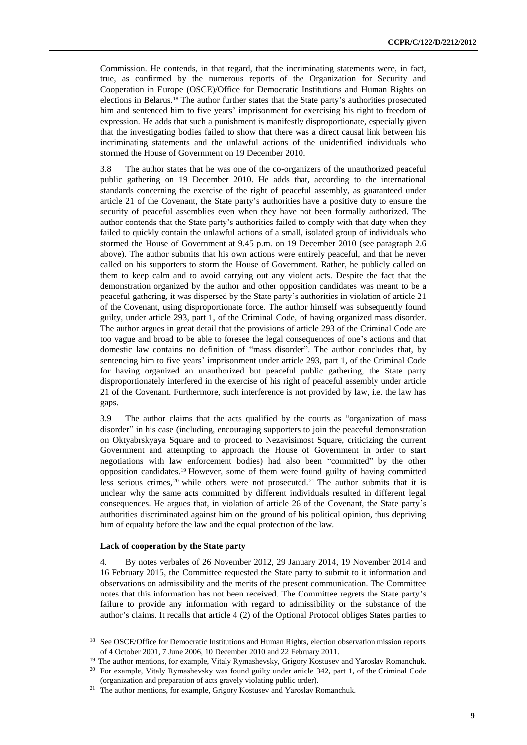Commission. He contends, in that regard, that the incriminating statements were, in fact, true, as confirmed by the numerous reports of the Organization for Security and Cooperation in Europe (OSCE)/Office for Democratic Institutions and Human Rights on elections in Belarus.[18] The author further states that the State party's authorities prosecuted him and sentenced him to five years' imprisonment for exercising his right to freedom of expression. He adds that such a punishment is manifestly disproportionate, especially given that the investigating bodies failed to show that there was a direct causal link between his incriminating statements and the unlawful actions of the unidentified individuals who stormed the House of Government on 19 December 2010.

3.8 The author states that he was one of the co-organizers of the unauthorized peaceful public gathering on 19 December 2010. He adds that, according to the international standards concerning the exercise of the right of peaceful assembly, as guaranteed under article 21 of the Covenant, the State party's authorities have a positive duty to ensure the security of peaceful assemblies even when they have not been formally authorized. The author contends that the State party's authorities failed to comply with that duty when they failed to quickly contain the unlawful actions of a small, isolated group of individuals who stormed the House of Government at 9.45 p.m. on 19 December 2010 (see paragraph 2.6 above). The author submits that his own actions were entirely peaceful, and that he never called on his supporters to storm the House of Government. Rather, he publicly called on them to keep calm and to avoid carrying out any violent acts. Despite the fact that the demonstration organized by the author and other opposition candidates was meant to be a peaceful gathering, it was dispersed by the State party's authorities in violation of article 21 of the Covenant, using disproportionate force. The author himself was subsequently found guilty, under article 293, part 1, of the Criminal Code, of having organized mass disorder. The author argues in great detail that the provisions of article 293 of the Criminal Code are too vague and broad to be able to foresee the legal consequences of one's actions and that domestic law contains no definition of "mass disorder". The author concludes that, by sentencing him to five years' imprisonment under article 293, part 1, of the Criminal Code for having organized an unauthorized but peaceful public gathering, the State party disproportionately interfered in the exercise of his right of peaceful assembly under article 21 of the Covenant. Furthermore, such interference is not provided by law, i.e. the law has gaps.

3.9 The author claims that the acts qualified by the courts as "organization of mass disorder" in his case (including, encouraging supporters to join the peaceful demonstration on Oktyabrskyaya Square and to proceed to Nezavisimost Square, criticizing the current Government and attempting to approach the House of Government in order to start negotiations with law enforcement bodies) had also been "committed" by the other opposition candidates.[19] However, some of them were found guilty of having committed less serious crimes,[20] while others were not prosecuted.[21] The author submits that it is unclear why the same acts committed by different individuals resulted in different legal consequences. He argues that, in violation of article 26 of the Covenant, the State party's authorities discriminated against him on the ground of his political opinion, thus depriving him of equality before the law and the equal protection of the law.

### Lack of cooperation by the State party

4. By notes verbales of 26 November 2012, 29 January 2014, 19 November 2014 and 16 February 2015, the Committee requested the State party to submit to it information and observations on admissibility and the merits of the present communication. The Committee notes that this information has not been received. The Committee regrets the State party's failure to provide any information with regard to admissibility or the substance of the author's claims. It recalls that article 4 (2) of the Optional Protocol obliges States parties to

---

[18] See OSCE/Office for Democratic Institutions and Human Rights, election observation mission reports of 4 October 2001, 7 June 2006, 10 December 2010 and 22 February 2011.

[19] The author mentions, for example, Vitaly Rymashevsky, Grigory Kostusev and Yaroslav Romanchuk.

[20] For example, Vitaly Rymashevsky was found guilty under article 342, part 1, of the Criminal Code (organization and preparation of acts gravely violating public order).

[21] The author mentions, for example, Grigory Kostusev and Yaroslav Romanchuk.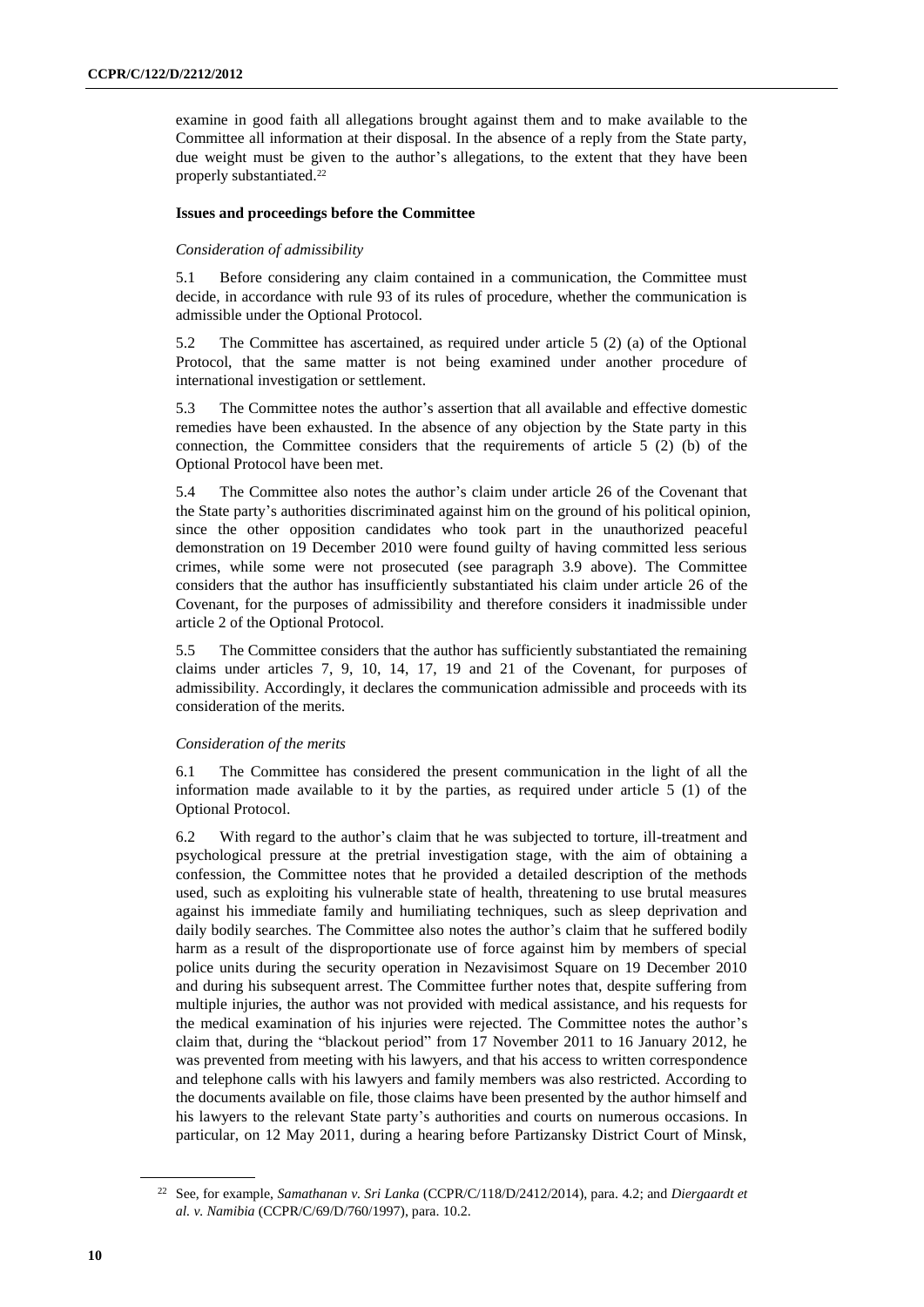examine in good faith all allegations brought against them and to make available to the Committee all information at their disposal. In the absence of a reply from the State party, due weight must be given to the author's allegations, to the extent that they have been properly substantiated.[22]

### Issues and proceedings before the Committee

*Consideration of admissibility*

5.1 Before considering any claim contained in a communication, the Committee must decide, in accordance with rule 93 of its rules of procedure, whether the communication is admissible under the Optional Protocol.

5.2 The Committee has ascertained, as required under article 5 (2) (a) of the Optional Protocol, that the same matter is not being examined under another procedure of international investigation or settlement.

5.3 The Committee notes the author's assertion that all available and effective domestic remedies have been exhausted. In the absence of any objection by the State party in this connection, the Committee considers that the requirements of article 5 (2) (b) of the Optional Protocol have been met.

5.4 The Committee also notes the author's claim under article 26 of the Covenant that the State party's authorities discriminated against him on the ground of his political opinion, since the other opposition candidates who took part in the unauthorized peaceful demonstration on 19 December 2010 were found guilty of having committed less serious crimes, while some were not prosecuted (see paragraph 3.9 above). The Committee considers that the author has insufficiently substantiated his claim under article 26 of the Covenant, for the purposes of admissibility and therefore considers it inadmissible under article 2 of the Optional Protocol.

5.5 The Committee considers that the author has sufficiently substantiated the remaining claims under articles 7, 9, 10, 14, 17, 19 and 21 of the Covenant, for purposes of admissibility. Accordingly, it declares the communication admissible and proceeds with its consideration of the merits.

*Consideration of the merits*

6.1 The Committee has considered the present communication in the light of all the information made available to it by the parties, as required under article 5 (1) of the Optional Protocol.

6.2 With regard to the author's claim that he was subjected to torture, ill-treatment and psychological pressure at the pretrial investigation stage, with the aim of obtaining a confession, the Committee notes that he provided a detailed description of the methods used, such as exploiting his vulnerable state of health, threatening to use brutal measures against his immediate family and humiliating techniques, such as sleep deprivation and daily bodily searches. The Committee also notes the author's claim that he suffered bodily harm as a result of the disproportionate use of force against him by members of special police units during the security operation in Nezavisimost Square on 19 December 2010 and during his subsequent arrest. The Committee further notes that, despite suffering from multiple injuries, the author was not provided with medical assistance, and his requests for the medical examination of his injuries were rejected. The Committee notes the author's claim that, during the "blackout period" from 17 November 2011 to 16 January 2012, he was prevented from meeting with his lawyers, and that his access to written correspondence and telephone calls with his lawyers and family members was also restricted. According to the documents available on file, those claims have been presented by the author himself and his lawyers to the relevant State party's authorities and courts on numerous occasions. In particular, on 12 May 2011, during a hearing before Partizansky District Court of Minsk,

---

[22] See, for example, *Samathanan v. Sri Lanka* (CCPR/C/118/D/2412/2014), para. 4.2; and *Diergaardt et al. v. Namibia* (CCPR/C/69/D/760/1997), para. 10.2.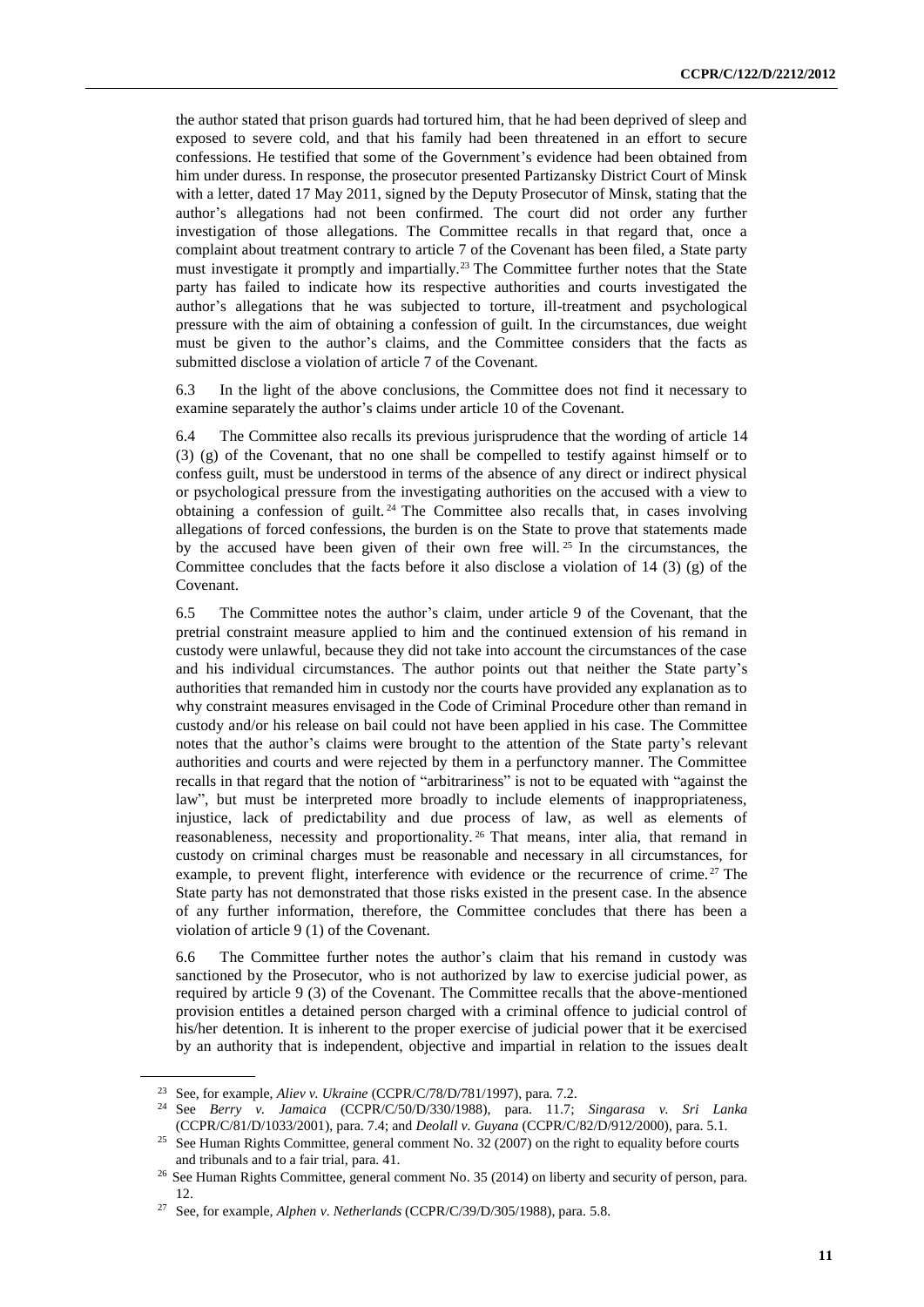the author stated that prison guards had tortured him, that he had been deprived of sleep and exposed to severe cold, and that his family had been threatened in an effort to secure confessions. He testified that some of the Government's evidence had been obtained from him under duress. In response, the prosecutor presented Partizansky District Court of Minsk with a letter, dated 17 May 2011, signed by the Deputy Prosecutor of Minsk, stating that the author's allegations had not been confirmed. The court did not order any further investigation of those allegations. The Committee recalls in that regard that, once a complaint about treatment contrary to article 7 of the Covenant has been filed, a State party must investigate it promptly and impartially.[23] The Committee further notes that the State party has failed to indicate how its respective authorities and courts investigated the author's allegations that he was subjected to torture, ill-treatment and psychological pressure with the aim of obtaining a confession of guilt. In the circumstances, due weight must be given to the author's claims, and the Committee considers that the facts as submitted disclose a violation of article 7 of the Covenant.

6.3 In the light of the above conclusions, the Committee does not find it necessary to examine separately the author's claims under article 10 of the Covenant.

6.4 The Committee also recalls its previous jurisprudence that the wording of article 14 (3) (g) of the Covenant, that no one shall be compelled to testify against himself or to confess guilt, must be understood in terms of the absence of any direct or indirect physical or psychological pressure from the investigating authorities on the accused with a view to obtaining a confession of guilt.[24] The Committee also recalls that, in cases involving allegations of forced confessions, the burden is on the State to prove that statements made by the accused have been given of their own free will.[25] In the circumstances, the Committee concludes that the facts before it also disclose a violation of 14 (3) (g) of the Covenant.

6.5 The Committee notes the author's claim, under article 9 of the Covenant, that the pretrial constraint measure applied to him and the continued extension of his remand in custody were unlawful, because they did not take into account the circumstances of the case and his individual circumstances. The author points out that neither the State party's authorities that remanded him in custody nor the courts have provided any explanation as to why constraint measures envisaged in the Code of Criminal Procedure other than remand in custody and/or his release on bail could not have been applied in his case. The Committee notes that the author's claims were brought to the attention of the State party's relevant authorities and courts and were rejected by them in a perfunctory manner. The Committee recalls in that regard that the notion of "arbitrariness" is not to be equated with "against the law", but must be interpreted more broadly to include elements of inappropriateness, injustice, lack of predictability and due process of law, as well as elements of reasonableness, necessity and proportionality.[26] That means, inter alia, that remand in custody on criminal charges must be reasonable and necessary in all circumstances, for example, to prevent flight, interference with evidence or the recurrence of crime.[27] The State party has not demonstrated that those risks existed in the present case. In the absence of any further information, therefore, the Committee concludes that there has been a violation of article 9 (1) of the Covenant.

6.6 The Committee further notes the author's claim that his remand in custody was sanctioned by the Prosecutor, who is not authorized by law to exercise judicial power, as required by article 9 (3) of the Covenant. The Committee recalls that the above-mentioned provision entitles a detained person charged with a criminal offence to judicial control of his/her detention. It is inherent to the proper exercise of judicial power that it be exercised by an authority that is independent, objective and impartial in relation to the issues dealt

---

[23] See, for example, *Aliev v. Ukraine* (CCPR/C/78/D/781/1997), para. 7.2.

[24] See *Berry v. Jamaica* (CCPR/C/50/D/330/1988), para. 11.7; *Singarasa v. Sri Lanka* (CCPR/C/81/D/1033/2001), para. 7.4; and *Deolall v. Guyana* (CCPR/C/82/D/912/2000), para. 5.1.

[25] See Human Rights Committee, general comment No. 32 (2007) on the right to equality before courts and tribunals and to a fair trial, para. 41.

[26] See Human Rights Committee, general comment No. 35 (2014) on liberty and security of person, para. 12.

[27] See, for example, *Alphen v. Netherlands* (CCPR/C/39/D/305/1988), para. 5.8.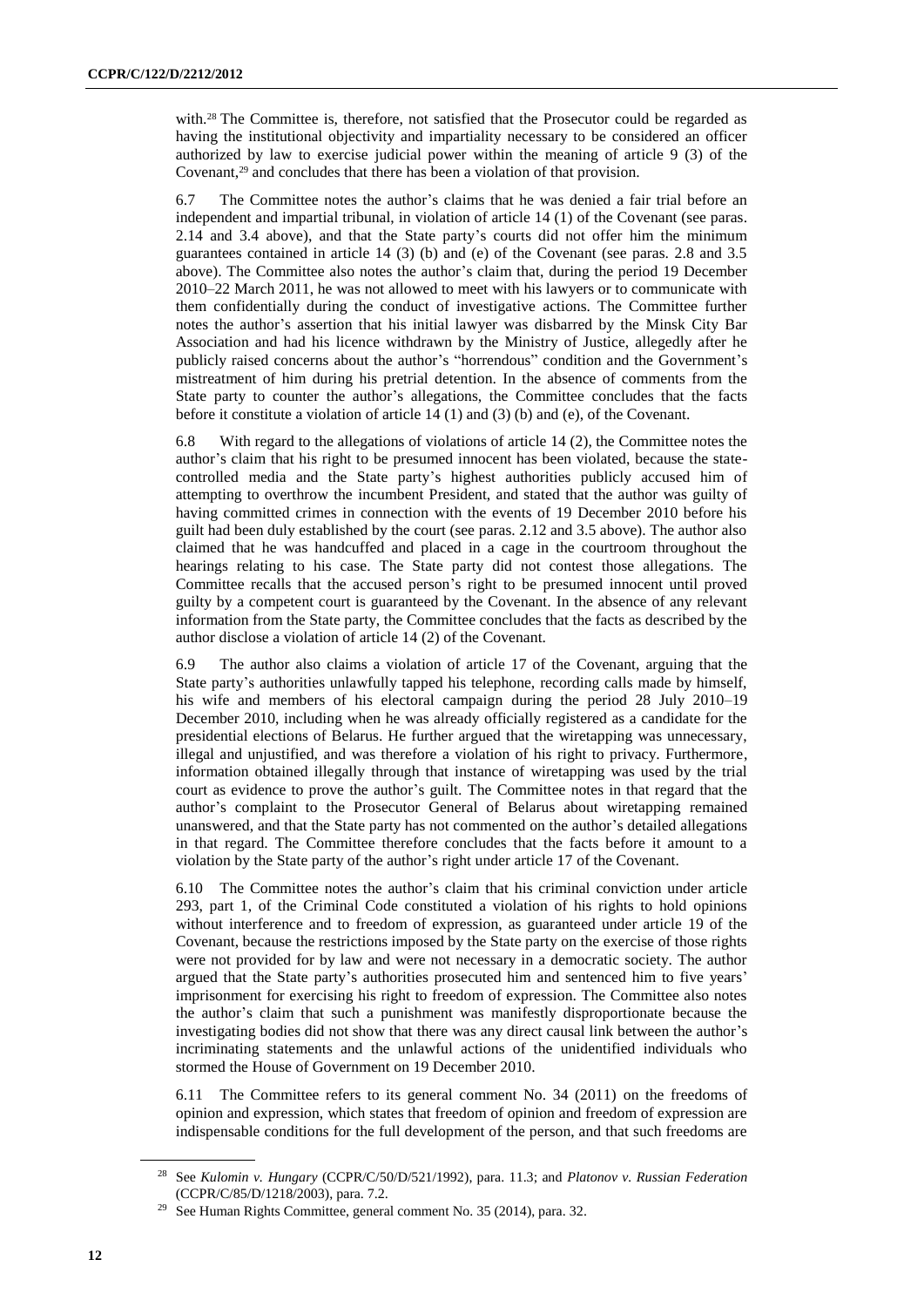with.[28] The Committee is, therefore, not satisfied that the Prosecutor could be regarded as having the institutional objectivity and impartiality necessary to be considered an officer authorized by law to exercise judicial power within the meaning of article 9 (3) of the Covenant,[29] and concludes that there has been a violation of that provision.

6.7 The Committee notes the author's claims that he was denied a fair trial before an independent and impartial tribunal, in violation of article 14 (1) of the Covenant (see paras. 2.14 and 3.4 above), and that the State party's courts did not offer him the minimum guarantees contained in article 14 (3) (b) and (e) of the Covenant (see paras. 2.8 and 3.5 above). The Committee also notes the author's claim that, during the period 19 December 2010–22 March 2011, he was not allowed to meet with his lawyers or to communicate with them confidentially during the conduct of investigative actions. The Committee further notes the author's assertion that his initial lawyer was disbarred by the Minsk City Bar Association and had his licence withdrawn by the Ministry of Justice, allegedly after he publicly raised concerns about the author's "horrendous" condition and the Government's mistreatment of him during his pretrial detention. In the absence of comments from the State party to counter the author's allegations, the Committee concludes that the facts before it constitute a violation of article 14 (1) and (3) (b) and (e), of the Covenant.

6.8 With regard to the allegations of violations of article 14 (2), the Committee notes the author's claim that his right to be presumed innocent has been violated, because the state-controlled media and the State party's highest authorities publicly accused him of attempting to overthrow the incumbent President, and stated that the author was guilty of having committed crimes in connection with the events of 19 December 2010 before his guilt had been duly established by the court (see paras. 2.12 and 3.5 above). The author also claimed that he was handcuffed and placed in a cage in the courtroom throughout the hearings relating to his case. The State party did not contest those allegations. The Committee recalls that the accused person's right to be presumed innocent until proved guilty by a competent court is guaranteed by the Covenant. In the absence of any relevant information from the State party, the Committee concludes that the facts as described by the author disclose a violation of article 14 (2) of the Covenant.

6.9 The author also claims a violation of article 17 of the Covenant, arguing that the State party's authorities unlawfully tapped his telephone, recording calls made by himself, his wife and members of his electoral campaign during the period 28 July 2010–19 December 2010, including when he was already officially registered as a candidate for the presidential elections of Belarus. He further argued that the wiretapping was unnecessary, illegal and unjustified, and was therefore a violation of his right to privacy. Furthermore, information obtained illegally through that instance of wiretapping was used by the trial court as evidence to prove the author's guilt. The Committee notes in that regard that the author's complaint to the Prosecutor General of Belarus about wiretapping remained unanswered, and that the State party has not commented on the author's detailed allegations in that regard. The Committee therefore concludes that the facts before it amount to a violation by the State party of the author's right under article 17 of the Covenant.

6.10 The Committee notes the author's claim that his criminal conviction under article 293, part 1, of the Criminal Code constituted a violation of his rights to hold opinions without interference and to freedom of expression, as guaranteed under article 19 of the Covenant, because the restrictions imposed by the State party on the exercise of those rights were not provided for by law and were not necessary in a democratic society. The author argued that the State party's authorities prosecuted him and sentenced him to five years' imprisonment for exercising his right to freedom of expression. The Committee also notes the author's claim that such a punishment was manifestly disproportionate because the investigating bodies did not show that there was any direct causal link between the author's incriminating statements and the unlawful actions of the unidentified individuals who stormed the House of Government on 19 December 2010.

6.11 The Committee refers to its general comment No. 34 (2011) on the freedoms of opinion and expression, which states that freedom of opinion and freedom of expression are indispensable conditions for the full development of the person, and that such freedoms are

---

[28] See *Kulomin v. Hungary* (CCPR/C/50/D/521/1992), para. 11.3; and *Platonov v. Russian Federation* (CCPR/C/85/D/1218/2003), para. 7.2.

[29] See Human Rights Committee, general comment No. 35 (2014), para. 32.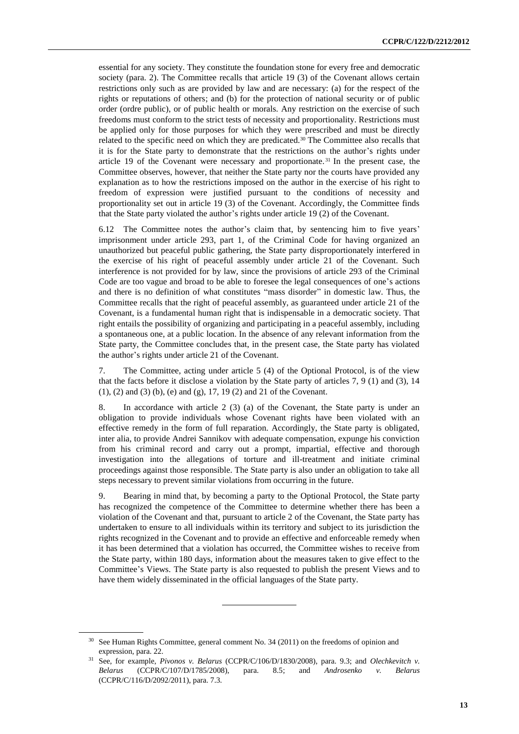essential for any society. They constitute the foundation stone for every free and democratic society (para. 2). The Committee recalls that article 19 (3) of the Covenant allows certain restrictions only such as are provided by law and are necessary: (a) for the respect of the rights or reputations of others; and (b) for the protection of national security or of public order (ordre public), or of public health or morals. Any restriction on the exercise of such freedoms must conform to the strict tests of necessity and proportionality. Restrictions must be applied only for those purposes for which they were prescribed and must be directly related to the specific need on which they are predicated.[30] The Committee also recalls that it is for the State party to demonstrate that the restrictions on the author's rights under article 19 of the Covenant were necessary and proportionate.[31] In the present case, the Committee observes, however, that neither the State party nor the courts have provided any explanation as to how the restrictions imposed on the author in the exercise of his right to freedom of expression were justified pursuant to the conditions of necessity and proportionality set out in article 19 (3) of the Covenant. Accordingly, the Committee finds that the State party violated the author's rights under article 19 (2) of the Covenant.

6.12 The Committee notes the author's claim that, by sentencing him to five years' imprisonment under article 293, part 1, of the Criminal Code for having organized an unauthorized but peaceful public gathering, the State party disproportionately interfered in the exercise of his right of peaceful assembly under article 21 of the Covenant. Such interference is not provided for by law, since the provisions of article 293 of the Criminal Code are too vague and broad to be able to foresee the legal consequences of one's actions and there is no definition of what constitutes "mass disorder" in domestic law. Thus, the Committee recalls that the right of peaceful assembly, as guaranteed under article 21 of the Covenant, is a fundamental human right that is indispensable in a democratic society. That right entails the possibility of organizing and participating in a peaceful assembly, including a spontaneous one, at a public location. In the absence of any relevant information from the State party, the Committee concludes that, in the present case, the State party has violated the author's rights under article 21 of the Covenant.

7. The Committee, acting under article 5 (4) of the Optional Protocol, is of the view that the facts before it disclose a violation by the State party of articles 7, 9 (1) and (3), 14 (1), (2) and (3) (b), (e) and (g), 17, 19 (2) and 21 of the Covenant.

8. In accordance with article 2 (3) (a) of the Covenant, the State party is under an obligation to provide individuals whose Covenant rights have been violated with an effective remedy in the form of full reparation. Accordingly, the State party is obligated, inter alia, to provide Andrei Sannikov with adequate compensation, expunge his conviction from his criminal record and carry out a prompt, impartial, effective and thorough investigation into the allegations of torture and ill-treatment and initiate criminal proceedings against those responsible. The State party is also under an obligation to take all steps necessary to prevent similar violations from occurring in the future.

9. Bearing in mind that, by becoming a party to the Optional Protocol, the State party has recognized the competence of the Committee to determine whether there has been a violation of the Covenant and that, pursuant to article 2 of the Covenant, the State party has undertaken to ensure to all individuals within its territory and subject to its jurisdiction the rights recognized in the Covenant and to provide an effective and enforceable remedy when it has been determined that a violation has occurred, the Committee wishes to receive from the State party, within 180 days, information about the measures taken to give effect to the Committee's Views. The State party is also requested to publish the present Views and to have them widely disseminated in the official languages of the State party.

---

[30] See Human Rights Committee, general comment No. 34 (2011) on the freedoms of opinion and expression, para. 22.

[31] See, for example, *Pivonos v. Belarus* (CCPR/C/106/D/1830/2008), para. 9.3; and *Olechkevitch v. Belarus* (CCPR/C/107/D/1785/2008), para. 8.5; and *Androsenko v. Belarus* (CCPR/C/116/D/2092/2011), para. 7.3.